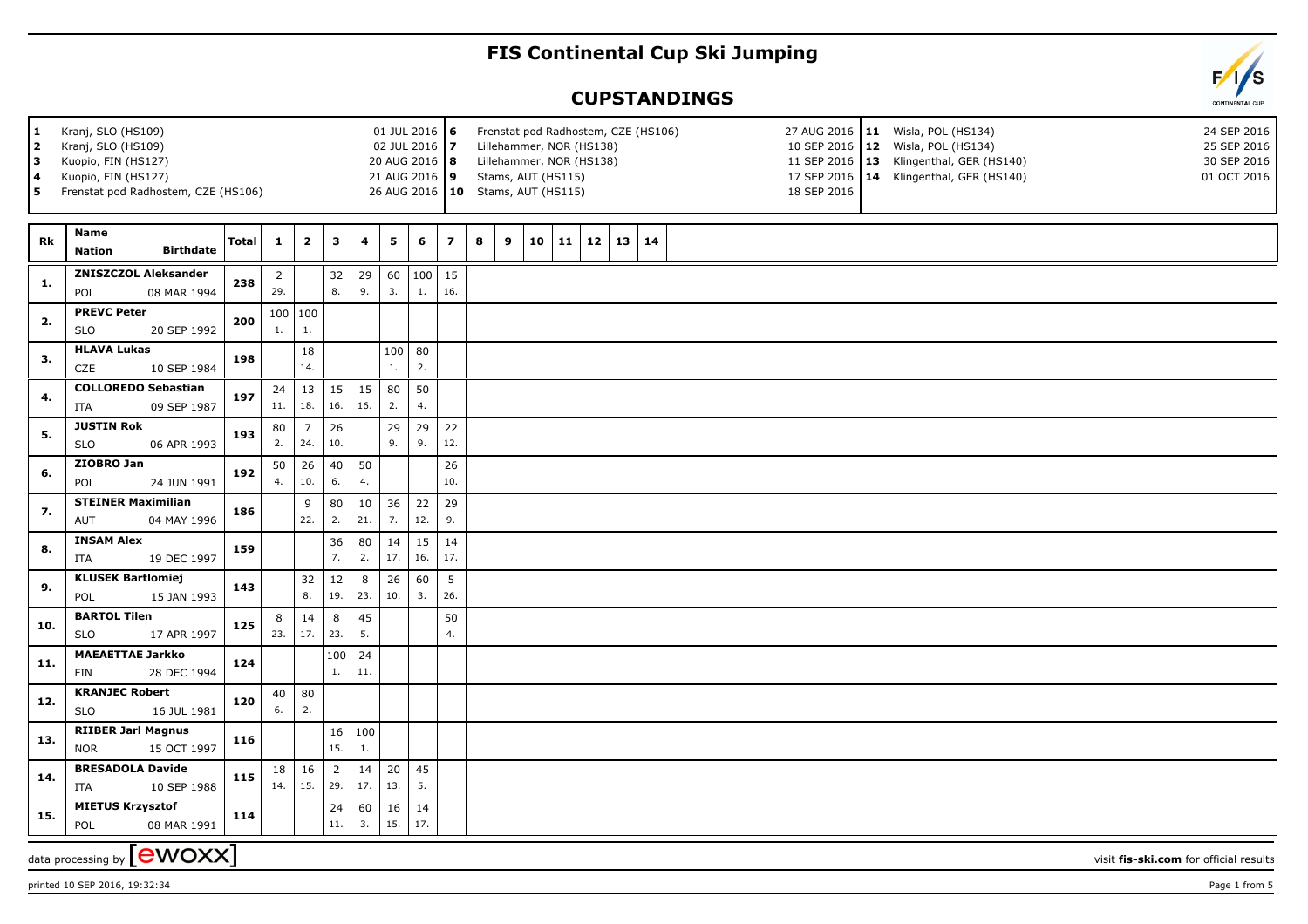# FIS Continental Cup Ski Jumping

## CUPSTANDINGS

| | | | | | | | |
|---|---|---|---|---|---|---|---|
| 1 | Kranj, SLO (HS109) | 01 JUL 2016 | 6 | Frenstat pod Radhostem, CZE (HS106) | 27 AUG 2016 | 11 | Wisla, POL (HS134) | 24 SEP 2016 |
| 2 | Kranj, SLO (HS109) | 02 JUL 2016 | 7 | Lillehammer, NOR (HS138) | 10 SEP 2016 | 12 | Wisla, POL (HS134) | 25 SEP 2016 |
| 3 | Kuopio, FIN (HS127) | 20 AUG 2016 | 8 | Lillehammer, NOR (HS138) | 11 SEP 2016 | 13 | Klingenthal, GER (HS140) | 30 SEP 2016 |
| 4 | Kuopio, FIN (HS127) | 21 AUG 2016 | 9 | Stams, AUT (HS115) | 17 SEP 2016 | 14 | Klingenthal, GER (HS140) | 01 OCT 2016 |
| 5 | Frenstat pod Radhostem, CZE (HS106) | 26 AUG 2016 | 10 | Stams, AUT (HS115) | 18 SEP 2016 | | | |

| Rk | Name / Nation / Birthdate | Total | 1 | 2 | 3 | 4 | 5 | 6 | 7 | 8 | 9 | 10 | 11 | 12 | 13 | 14 |
|---|---|---|---|---|---|---|---|---|---|---|---|---|---|---|---|---|
| 1. | ZNISZCZOL Aleksander POL 08 MAR 1994 | 238 | 2 (29.) | | 32 (8.) | 29 (9.) | 60 (3.) | 100 (1.) | 15 (16.) | | | | | | | |
| 2. | PREVC Peter SLO 20 SEP 1992 | 200 | 100 (1.) | 100 (1.) | | | | | | | | | | | | |
| 3. | HLAVA Lukas CZE 10 SEP 1984 | 198 | | 18 (14.) | | | 100 (1.) | 80 (2.) | | | | | | | | |
| 4. | COLLOREDO Sebastian ITA 09 SEP 1987 | 197 | 24 (11.) | 13 (18.) | 15 (16.) | 15 (16.) | 80 (2.) | 50 (4.) | | | | | | | | |
| 5. | JUSTIN Rok SLO 06 APR 1993 | 193 | 80 (2.) | 7 (24.) | 26 (10.) | | 29 (9.) | 29 (9.) | 22 (12.) | | | | | | | |
| 6. | ZIOBRO Jan POL 24 JUN 1991 | 192 | 50 (4.) | 26 (10.) | 40 (6.) | 50 (4.) | | | 26 (10.) | | | | | | | |
| 7. | STEINER Maximilian AUT 04 MAY 1996 | 186 | | 9 (22.) | 80 (2.) | 10 (21.) | 36 (7.) | 22 (12.) | 29 (9.) | | | | | | | |
| 8. | INSAM Alex ITA 19 DEC 1997 | 159 | | | 36 (7.) | 80 (2.) | 14 (17.) | 15 (16.) | 14 (17.) | | | | | | | |
| 9. | KLUSEK Bartlomiej POL 15 JAN 1993 | 143 | | 32 (8.) | 12 (19.) | 8 (23.) | 26 (10.) | 60 (3.) | 5 (26.) | | | | | | | |
| 10. | BARTOL Tilen SLO 17 APR 1997 | 125 | 8 (23.) | 14 (17.) | 8 (23.) | 45 (5.) | | | 50 (4.) | | | | | | | |
| 11. | MAEAETTAE Jarkko FIN 28 DEC 1994 | 124 | | | 100 (1.) | 24 (11.) | | | | | | | | | | |
| 12. | KRANJEC Robert SLO 16 JUL 1981 | 120 | 40 (6.) | 80 (2.) | | | | | | | | | | | | |
| 13. | RIIBER Jarl Magnus NOR 15 OCT 1997 | 116 | | | 16 (15.) | 100 (1.) | | | | | | | | | | |
| 14. | BRESADOLA Davide ITA 10 SEP 1988 | 115 | 18 (14.) | 16 (15.) | 2 (29.) | 14 (17.) | 20 (13.) | 45 (5.) | | | | | | | | |
| 15. | MIETUS Krzysztof POL 08 MAR 1991 | 114 | | | 24 (11.) | 60 (3.) | 16 (15.) | 14 (17.) | | | | | | | | |

data processing by ewoxx — visit fis-ski.com for official results

printed 10 SEP 2016, 19:32:34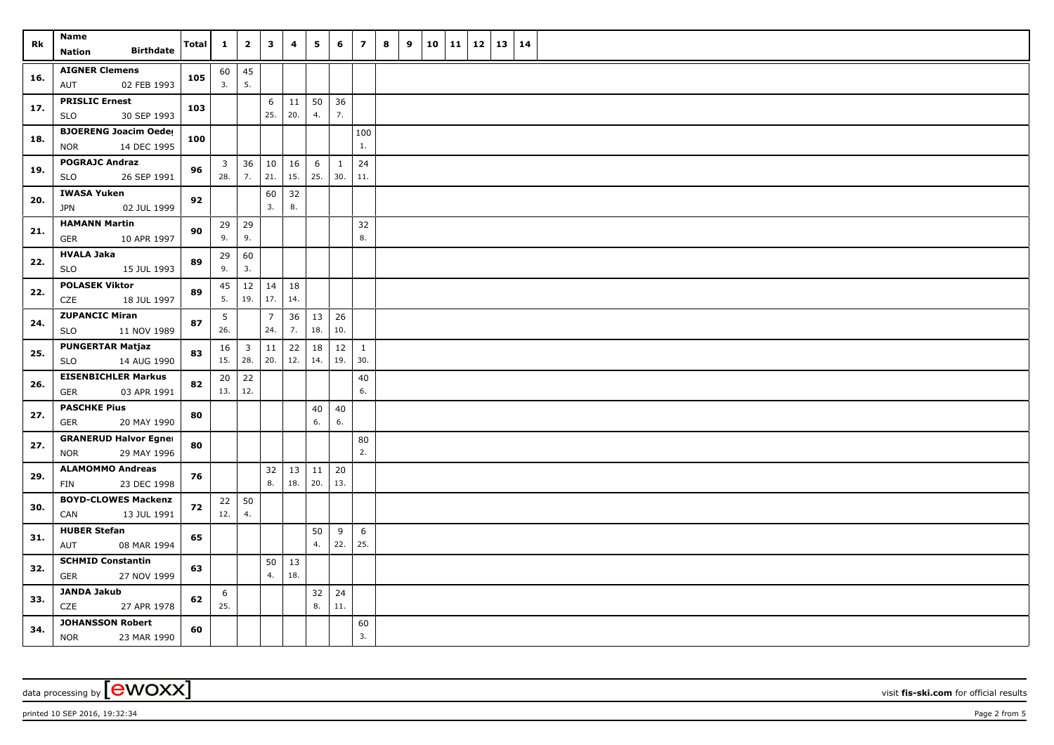| Rk | Name<br>Nation Birthdate | Total | 1 | 2 | 3 | 4 | 5 | 6 | 7 | 8 | 9 | 10 | 11 | 12 | 13 | 14 |
|---|---|---|---|---|---|---|---|---|---|---|---|---|---|---|---|---|
| 16. | AIGNER Clemens<br>AUT 02 FEB 1993 | 105 | 60<br>3. | 45<br>5. | | | | | | | | | | | | |
| 17. | PRISLIC Ernest<br>SLO 30 SEP 1993 | 103 | | | 6<br>25. | 11<br>20. | 50<br>4. | 36<br>7. | | | | | | | | |
| 18. | BJOERENG Joacim Oedeg<br>NOR 14 DEC 1995 | 100 | | | | | | | 100<br>1. | | | | | | | |
| 19. | POGRAJC Andraz<br>SLO 26 SEP 1991 | 96 | 3<br>28. | 36<br>7. | 10<br>21. | 16<br>15. | 6<br>25. | 1<br>30. | 24<br>11. | | | | | | | |
| 20. | IWASA Yuken<br>JPN 02 JUL 1999 | 92 | | | 60<br>3. | 32<br>8. | | | | | | | | | | |
| 21. | HAMANN Martin<br>GER 10 APR 1997 | 90 | 29<br>9. | 29<br>9. | | | | | 32<br>8. | | | | | | | |
| 22. | HVALA Jaka<br>SLO 15 JUL 1993 | 89 | 29<br>9. | 60<br>3. | | | | | | | | | | | | |
| 22. | POLASEK Viktor<br>CZE 18 JUL 1997 | 89 | 45<br>5. | 12<br>19. | 14<br>17. | 18<br>14. | | | | | | | | | | |
| 24. | ZUPANCIC Miran<br>SLO 11 NOV 1989 | 87 | 5<br>26. | | 7<br>24. | 36<br>7. | 13<br>18. | 26<br>10. | | | | | | | | |
| 25. | PUNGERTAR Matjaz<br>SLO 14 AUG 1990 | 83 | 16<br>15. | 3<br>28. | 11<br>20. | 22<br>12. | 18<br>14. | 12<br>19. | 1<br>30. | | | | | | | |
| 26. | EISENBICHLER Markus<br>GER 03 APR 1991 | 82 | 20<br>13. | 22<br>12. | | | | | 40<br>6. | | | | | | | |
| 27. | PASCHKE Pius<br>GER 20 MAY 1990 | 80 | | | | | 40<br>6. | 40<br>6. | | | | | | | | |
| 27. | GRANERUD Halvor Egner<br>NOR 29 MAY 1996 | 80 | | | | | | | 80<br>2. | | | | | | | |
| 29. | ALAMOMMO Andreas<br>FIN 23 DEC 1998 | 76 | | | 32<br>8. | 13<br>18. | 11<br>20. | 20<br>13. | | | | | | | | |
| 30. | BOYD-CLOWES Mackenz<br>CAN 13 JUL 1991 | 72 | 22<br>12. | 50<br>4. | | | | | | | | | | | | |
| 31. | HUBER Stefan<br>AUT 08 MAR 1994 | 65 | | | | | 50<br>4. | 9<br>22. | 6<br>25. | | | | | | | |
| 32. | SCHMID Constantin<br>GER 27 NOV 1999 | 63 | | | 50<br>4. | 13<br>18. | | | | | | | | | | |
| 33. | JANDA Jakub<br>CZE 27 APR 1978 | 62 | 6<br>25. | | | | 32<br>8. | 24<br>11. | | | | | | | | |
| 34. | JOHANSSON Robert<br>NOR 23 MAR 1990 | 60 | | | | | | | 60<br>3. | | | | | | | |

data processing by [ewoxx] visit fis-ski.com for official results

printed 10 SEP 2016, 19:32:34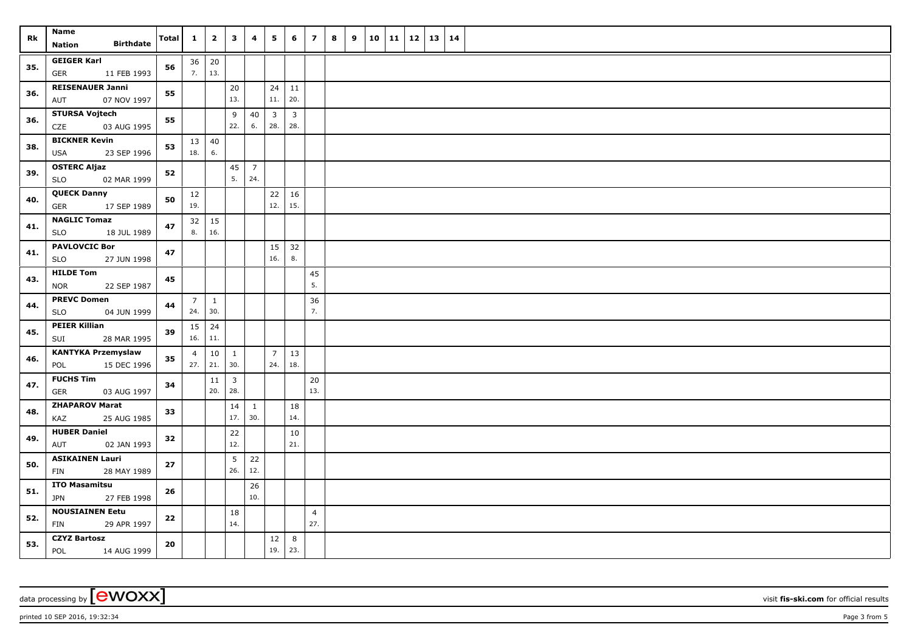| Rk | Name<br>Nation Birthdate | Total | 1 | 2 | 3 | 4 | 5 | 6 | 7 | 8 | 9 | 10 | 11 | 12 | 13 | 14 |
|---|---|---|---|---|---|---|---|---|---|---|---|---|---|---|---|---|
| 35. | GEIGER Karl<br>GER 11 FEB 1993 | 56 | 36<br>7. | 20<br>13. | | | | | | | | | | | | |
| 36. | REISENAUER Janni<br>AUT 07 NOV 1997 | 55 | | | 20<br>13. | | 24<br>11. | 11<br>20. | | | | | | | | |
| 36. | STURSA Vojtech<br>CZE 03 AUG 1995 | 55 | | | 9<br>22. | 40<br>6. | 3<br>28. | 3<br>28. | | | | | | | | |
| 38. | BICKNER Kevin<br>USA 23 SEP 1996 | 53 | 13<br>18. | 40<br>6. | | | | | | | | | | | | |
| 39. | OSTERC Aljaz<br>SLO 02 MAR 1999 | 52 | | | 45<br>5. | 7<br>24. | | | | | | | | | | |
| 40. | QUECK Danny<br>GER 17 SEP 1989 | 50 | 12<br>19. | | | | 22<br>12. | 16<br>15. | | | | | | | | |
| 41. | NAGLIC Tomaz<br>SLO 18 JUL 1989 | 47 | 32<br>8. | 15<br>16. | | | | | | | | | | | | |
| 41. | PAVLOVCIC Bor<br>SLO 27 JUN 1998 | 47 | | | | | 15<br>16. | 32<br>8. | | | | | | | | |
| 43. | HILDE Tom<br>NOR 22 SEP 1987 | 45 | | | | | | | 45<br>5. | | | | | | | |
| 44. | PREVC Domen<br>SLO 04 JUN 1999 | 44 | 7<br>24. | 1<br>30. | | | | | 36<br>7. | | | | | | | |
| 45. | PEIER Killian<br>SUI 28 MAR 1995 | 39 | 15<br>16. | 24<br>11. | | | | | | | | | | | | |
| 46. | KANTYKA Przemyslaw<br>POL 15 DEC 1996 | 35 | 4<br>27. | 10<br>21. | 1<br>30. | | 7<br>24. | 13<br>18. | | | | | | | | |
| 47. | FUCHS Tim<br>GER 03 AUG 1997 | 34 | | 11<br>20. | 3<br>28. | | | | 20<br>13. | | | | | | | |
| 48. | ZHAPAROV Marat<br>KAZ 25 AUG 1985 | 33 | | | 14<br>17. | 1<br>30. | | 18<br>14. | | | | | | | | |
| 49. | HUBER Daniel<br>AUT 02 JAN 1993 | 32 | | | 22<br>12. | | | 10<br>21. | | | | | | | | |
| 50. | ASIKAINEN Lauri<br>FIN 28 MAY 1989 | 27 | | | 5<br>26. | 22<br>12. | | | | | | | | | | |
| 51. | ITO Masamitsu<br>JPN 27 FEB 1998 | 26 | | | | 26<br>10. | | | | | | | | | | |
| 52. | NOUSIAINEN Eetu<br>FIN 29 APR 1997 | 22 | | | 18<br>14. | | | | 4<br>27. | | | | | | | |
| 53. | CZYZ Bartosz<br>POL 14 AUG 1999 | 20 | | | | | 12<br>19. | 8<br>23. | | | | | | | | |

data processing by [ewoxx] visit fis-ski.com for official results

printed 10 SEP 2016, 19:32:34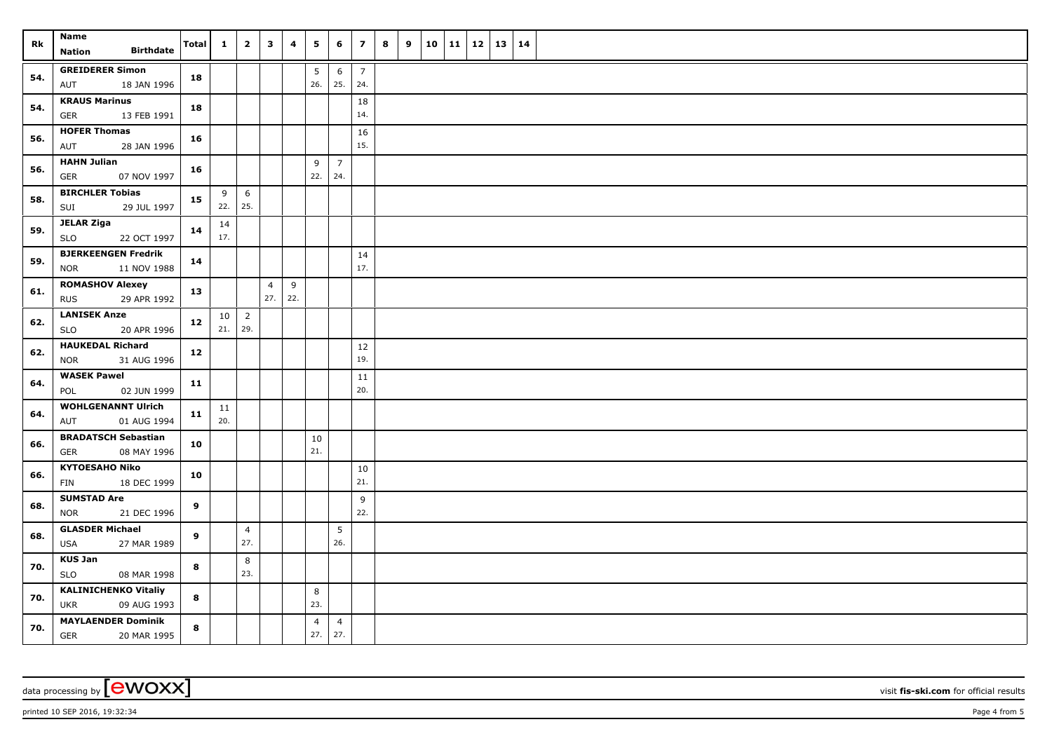| Rk | Name<br>Nation Birthdate | Total | 1 | 2 | 3 | 4 | 5 | 6 | 7 | 8 | 9 | 10 | 11 | 12 | 13 | 14 |
|---|---|---|---|---|---|---|---|---|---|---|---|---|---|---|---|---|
| 54. | GREIDERER Simon<br>AUT 18 JAN 1996 | 18 | | | | | 5<br>26. | 6<br>25. | 7<br>24. | | | | | | | |
| 54. | KRAUS Marinus<br>GER 13 FEB 1991 | 18 | | | | | | | 18<br>14. | | | | | | | |
| 56. | HOFER Thomas<br>AUT 28 JAN 1996 | 16 | | | | | | | 16<br>15. | | | | | | | |
| 56. | HAHN Julian<br>GER 07 NOV 1997 | 16 | | | | | 9<br>22. | 7<br>24. | | | | | | | | |
| 58. | BIRCHLER Tobias<br>SUI 29 JUL 1997 | 15 | 9<br>22. | 6<br>25. | | | | | | | | | | | | |
| 59. | JELAR Ziga<br>SLO 22 OCT 1997 | 14 | 14<br>17. | | | | | | | | | | | | | |
| 59. | BJERKEENGEN Fredrik<br>NOR 11 NOV 1988 | 14 | | | | | | | 14<br>17. | | | | | | | |
| 61. | ROMASHOV Alexey<br>RUS 29 APR 1992 | 13 | | | 4<br>27. | 9<br>22. | | | | | | | | | | |
| 62. | LANISEK Anze<br>SLO 20 APR 1996 | 12 | 10<br>21. | 2<br>29. | | | | | | | | | | | | |
| 62. | HAUKEDAL Richard<br>NOR 31 AUG 1996 | 12 | | | | | | | 12<br>19. | | | | | | | |
| 64. | WASEK Pawel<br>POL 02 JUN 1999 | 11 | | | | | | | 11<br>20. | | | | | | | |
| 64. | WOHLGENANNT Ulrich<br>AUT 01 AUG 1994 | 11 | 11<br>20. | | | | | | | | | | | | | |
| 66. | BRADATSCH Sebastian<br>GER 08 MAY 1996 | 10 | | | | | 10<br>21. | | | | | | | | | |
| 66. | KYTOESAHO Niko<br>FIN 18 DEC 1999 | 10 | | | | | | | 10<br>21. | | | | | | | |
| 68. | SUMSTAD Are<br>NOR 21 DEC 1996 | 9 | | | | | | | 9<br>22. | | | | | | | |
| 68. | GLASDER Michael<br>USA 27 MAR 1989 | 9 | | 4<br>27. | | | | 5<br>26. | | | | | | | | |
| 70. | KUS Jan<br>SLO 08 MAR 1998 | 8 | | 8<br>23. | | | | | | | | | | | | |
| 70. | KALINICHENKO Vitaliy<br>UKR 09 AUG 1993 | 8 | | | | | 8<br>23. | | | | | | | | | |
| 70. | MAYLAENDER Dominik<br>GER 20 MAR 1995 | 8 | | | | | 4<br>27. | 4<br>27. | | | | | | | | |

data processing by [ewoxx] visit fis-ski.com for official results

printed 10 SEP 2016, 19:32:34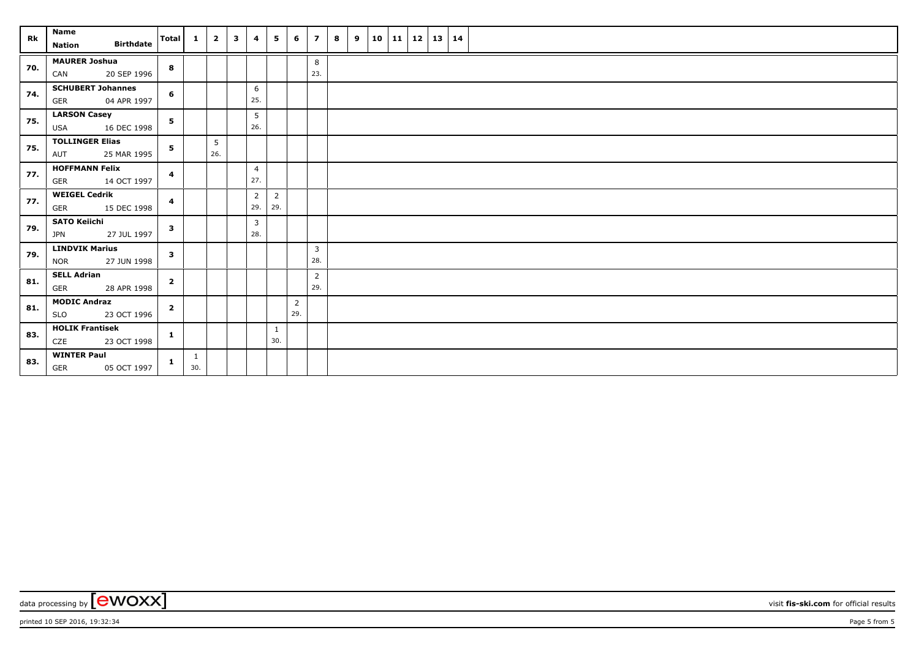| Rk | Name<br>Nation Birthdate | Total | 1 | 2 | 3 | 4 | 5 | 6 | 7 | 8 | 9 | 10 | 11 | 12 | 13 | 14 |
|---|---|---|---|---|---|---|---|---|---|---|---|---|---|---|---|---|
| 70. | **MAURER Joshua**<br>CAN 20 SEP 1996 | **8** | | | | | | | 8<br>23. | | | | | | | |
| 74. | **SCHUBERT Johannes**<br>GER 04 APR 1997 | **6** | | | | 6<br>25. | | | | | | | | | | |
| 75. | **LARSON Casey**<br>USA 16 DEC 1998 | **5** | | | | 5<br>26. | | | | | | | | | | |
| 75. | **TOLLINGER Elias**<br>AUT 25 MAR 1995 | **5** | | 5<br>26. | | | | | | | | | | | | |
| 77. | **HOFFMANN Felix**<br>GER 14 OCT 1997 | **4** | | | | 4<br>27. | | | | | | | | | | |
| 77. | **WEIGEL Cedrik**<br>GER 15 DEC 1998 | **4** | | | | 2<br>29. | 2<br>29. | | | | | | | | | |
| 79. | **SATO Keiichi**<br>JPN 27 JUL 1997 | **3** | | | | 3<br>28. | | | | | | | | | | |
| 79. | **LINDVIK Marius**<br>NOR 27 JUN 1998 | **3** | | | | | | | 3<br>28. | | | | | | | |
| 81. | **SELL Adrian**<br>GER 28 APR 1998 | **2** | | | | | | | 2<br>29. | | | | | | | |
| 81. | **MODIC Andraz**<br>SLO 23 OCT 1996 | **2** | | | | | | 2<br>29. | | | | | | | | |
| 83. | **HOLIK Frantisek**<br>CZE 23 OCT 1998 | **1** | | | | | 1<br>30. | | | | | | | | | |
| 83. | **WINTER Paul**<br>GER 05 OCT 1997 | **1** | 1<br>30. | | | | | | | | | | | | | |

data processing by [ewoxx]

visit **fis-ski.com** for official results

printed 10 SEP 2016, 19:32:34